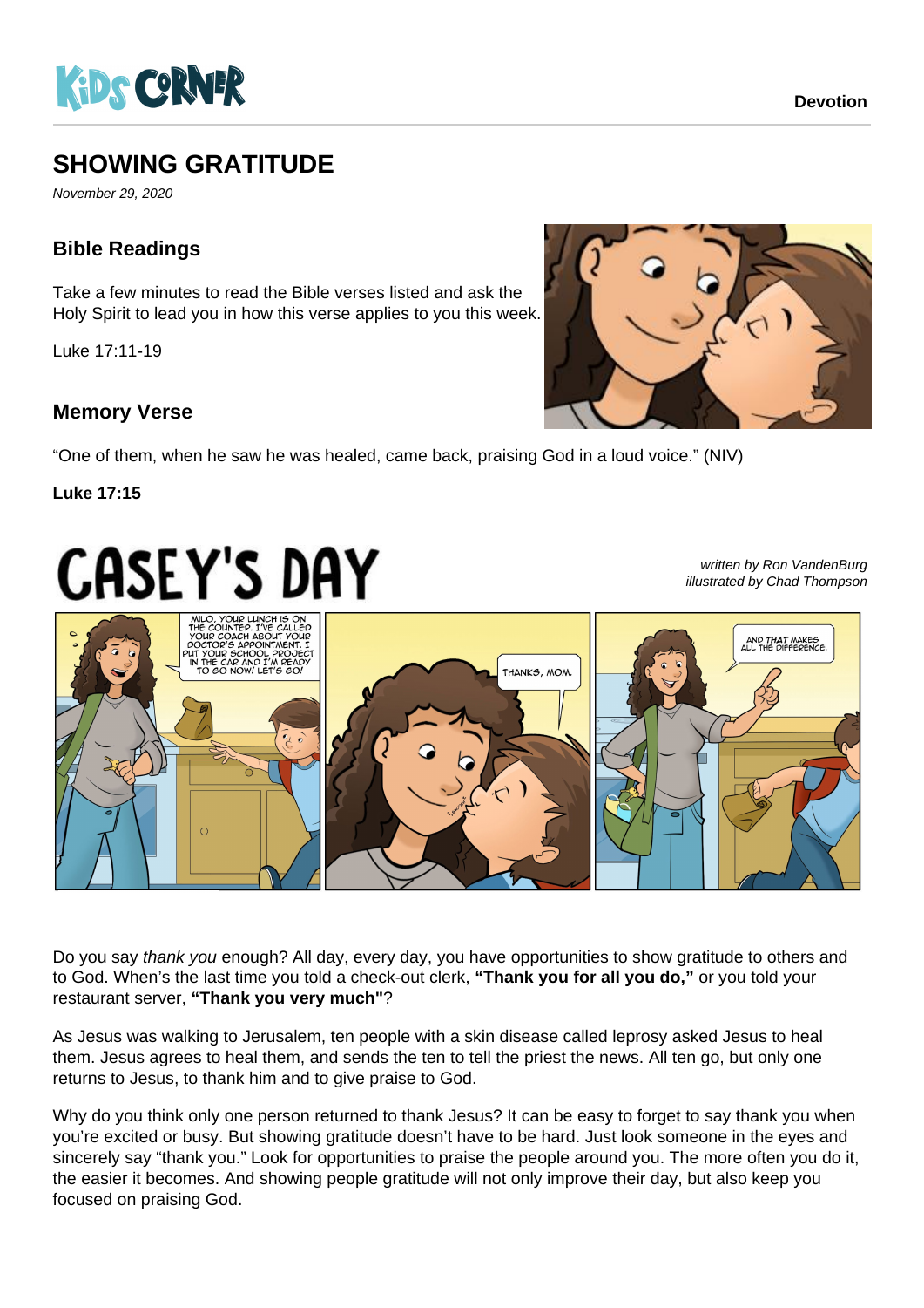# SHOWING GRATITUDE

*November 29, 2020*

## Bible Readings

Take a few minutes to read the Bible verses listed and ask the Holy Spirit to lead you in how this verse applies to you this week.

Luke 17:11-19

## Memory Verse

"One of them, when he saw he was healed, came back, praising God in a loud voice." (NIV)

**Luke 17:15**

# CASEY'S DAY

*written by Ron VandenBurg*
*illustrated by Chad Thompson*

Do you say *thank you* enough? All day, every day, you have opportunities to show gratitude to others and to God. When's the last time you told a check-out clerk, **"Thank you for all you do,"** or you told your restaurant server, **"Thank you very much"**?

As Jesus was walking to Jerusalem, ten people with a skin disease called leprosy asked Jesus to heal them. Jesus agrees to heal them, and sends the ten to tell the priest the news. All ten go, but only one returns to Jesus, to thank him and to give praise to God.

Why do you think only one person returned to thank Jesus? It can be easy to forget to say thank you when you're excited or busy. But showing gratitude doesn't have to be hard. Just look someone in the eyes and sincerely say "thank you." Look for opportunities to praise the people around you. The more often you do it, the easier it becomes. And showing people gratitude will not only improve their day, but also keep you focused on praising God.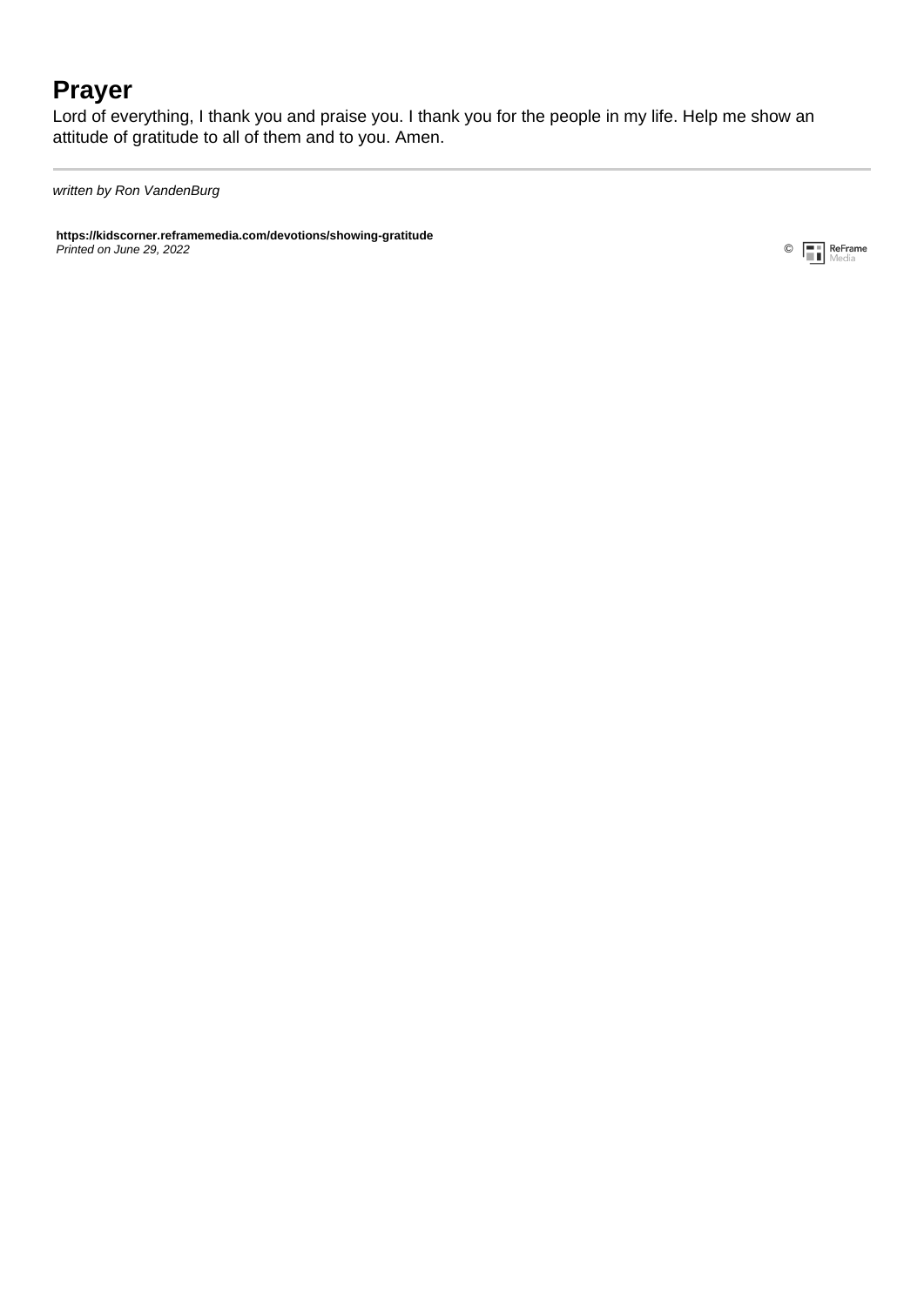## Prayer

Lord of everything, I thank you and praise you. I thank you for the people in my life. Help me show an attitude of gratitude to all of them and to you. Amen.

---

*written by Ron VandenBurg*

**https://kidscorner.reframemedia.com/devotions/showing-gratitude**
*Printed on June 29, 2022*

© ReFrame Media